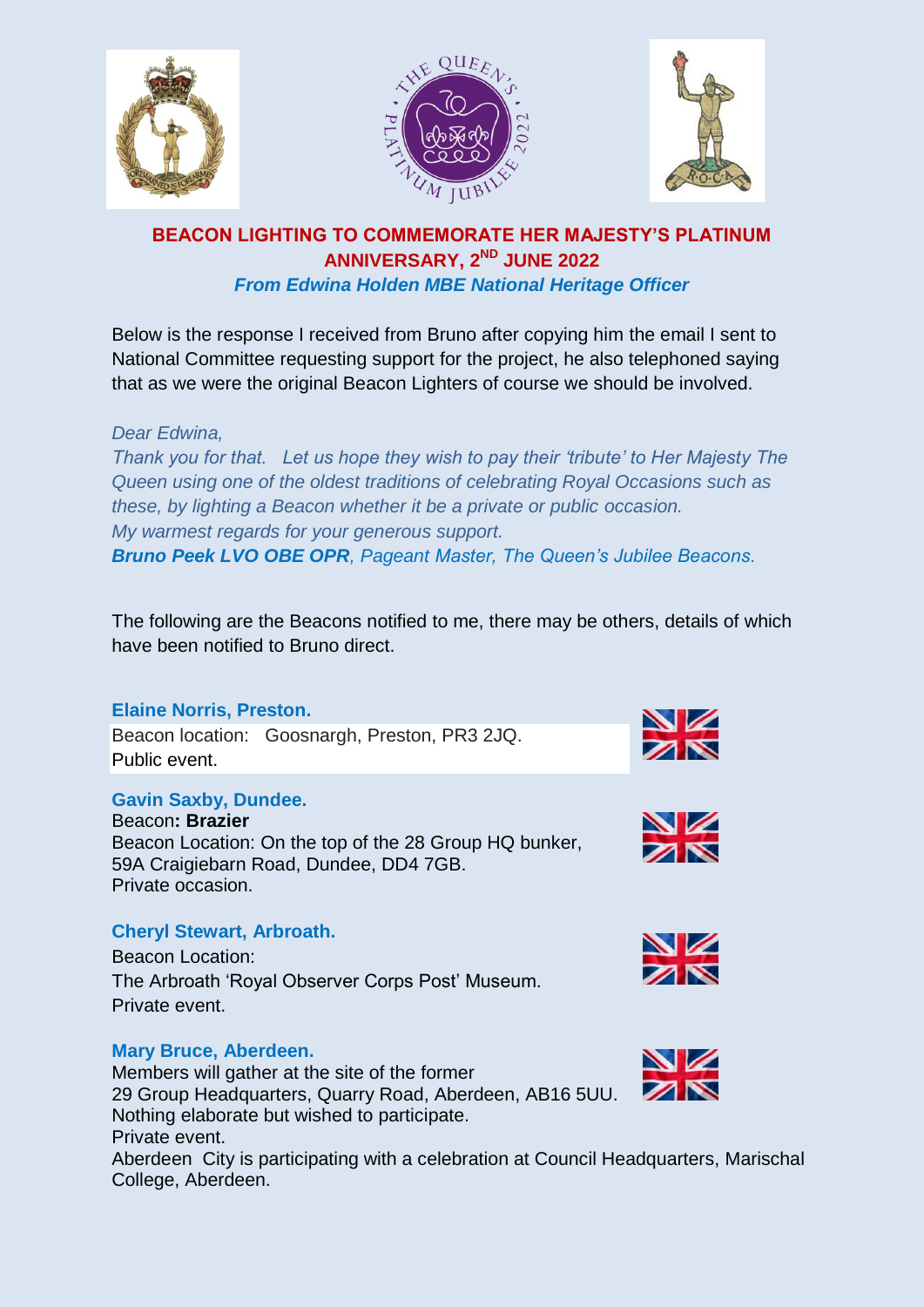# BEACON LIGHTING TO COMMEMORATE HER MAJESTY'S PLATINUM ANNIVERSARY, 2ND JUNE 2022

***From Edwina Holden MBE National Heritage Officer***

Below is the response I received from Bruno after copying him the email I sent to National Committee requesting support for the project, he also telephoned saying that as we were the original Beacon Lighters of course we should be involved.

*Dear Edwina,*

*Thank you for that. Let us hope they wish to pay their 'tribute' to Her Majesty The Queen using one of the oldest traditions of celebrating Royal Occasions such as these, by lighting a Beacon whether it be a private or public occasion.*

*My warmest regards for your generous support.*

***Bruno Peek LVO OBE OPR**, Pageant Master, The Queen's Jubilee Beacons.*

The following are the Beacons notified to me, there may be others, details of which have been notified to Bruno direct.

**Elaine Norris, Preston.**

Beacon location: Goosnargh, Preston, PR3 2JQ.
Public event.

**Gavin Saxby, Dundee.**

Beacon**: Brazier**
Beacon Location: On the top of the 28 Group HQ bunker, 59A Craigiebarn Road, Dundee, DD4 7GB.
Private occasion.

**Cheryl Stewart, Arbroath.**

Beacon Location:
The Arbroath 'Royal Observer Corps Post' Museum.
Private event.

**Mary Bruce, Aberdeen.**

Members will gather at the site of the former 29 Group Headquarters, Quarry Road, Aberdeen, AB16 5UU.
Nothing elaborate but wished to participate.
Private event.
Aberdeen City is participating with a celebration at Council Headquarters, Marischal College, Aberdeen.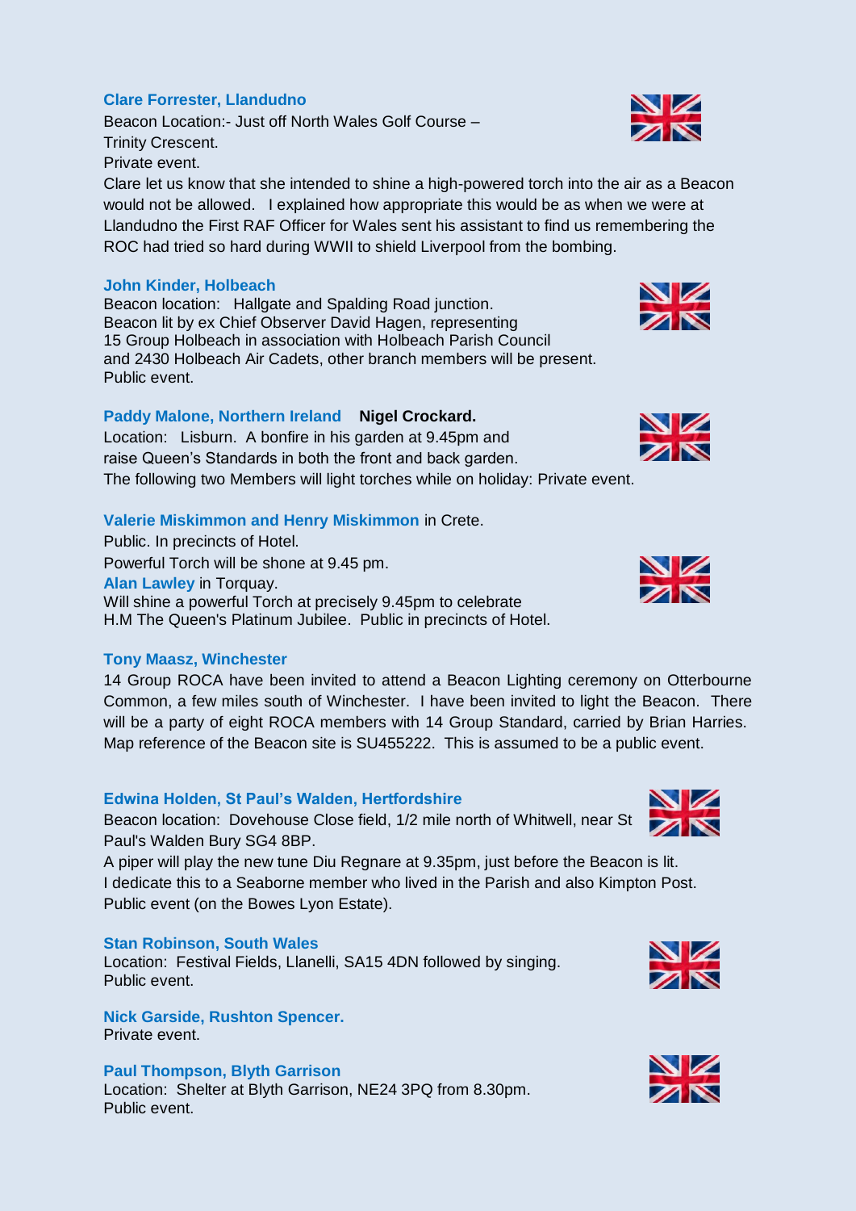**Clare Forrester, Llandudno**

Beacon Location:- Just off North Wales Golf Course – Trinity Crescent.
Private event.

Clare let us know that she intended to shine a high-powered torch into the air as a Beacon would not be allowed. I explained how appropriate this would be as when we were at Llandudno the First RAF Officer for Wales sent his assistant to find us remembering the ROC had tried so hard during WWII to shield Liverpool from the bombing.

**John Kinder, Holbeach**

Beacon location: Hallgate and Spalding Road junction.
Beacon lit by ex Chief Observer David Hagen, representing 15 Group Holbeach in association with Holbeach Parish Council and 2430 Holbeach Air Cadets, other branch members will be present.
Public event.

**Paddy Malone, Northern Ireland** **Nigel Crockard.**

Location: Lisburn. A bonfire in his garden at 9.45pm and raise Queen's Standards in both the front and back garden.
The following two Members will light torches while on holiday: Private event.

**Valerie Miskimmon and Henry Miskimmon** in Crete.
Public. In precincts of Hotel.
Powerful Torch will be shone at 9.45 pm.

**Alan Lawley** in Torquay.
Will shine a powerful Torch at precisely 9.45pm to celebrate H.M The Queen's Platinum Jubilee. Public in precincts of Hotel.

**Tony Maasz, Winchester**

14 Group ROCA have been invited to attend a Beacon Lighting ceremony on Otterbourne Common, a few miles south of Winchester. I have been invited to light the Beacon. There will be a party of eight ROCA members with 14 Group Standard, carried by Brian Harries. Map reference of the Beacon site is SU455222. This is assumed to be a public event.

**Edwina Holden, St Paul's Walden, Hertfordshire**

Beacon location: Dovehouse Close field, 1/2 mile north of Whitwell, near St Paul's Walden Bury SG4 8BP.
A piper will play the new tune Diu Regnare at 9.35pm, just before the Beacon is lit.
I dedicate this to a Seaborne member who lived in the Parish and also Kimpton Post.
Public event (on the Bowes Lyon Estate).

**Stan Robinson, South Wales**

Location: Festival Fields, Llanelli, SA15 4DN followed by singing.
Public event.

**Nick Garside, Rushton Spencer.**

Private event.

**Paul Thompson, Blyth Garrison**

Location: Shelter at Blyth Garrison, NE24 3PQ from 8.30pm.
Public event.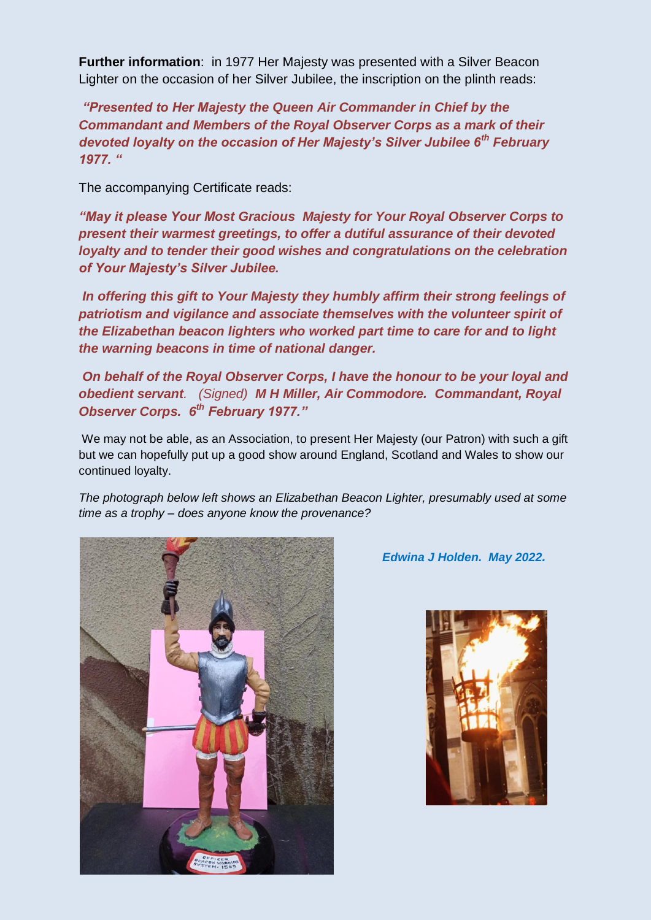**Further information**: in 1977 Her Majesty was presented with a Silver Beacon Lighter on the occasion of her Silver Jubilee, the inscription on the plinth reads:

***"Presented to Her Majesty the Queen Air Commander in Chief by the Commandant and Members of the Royal Observer Corps as a mark of their devoted loyalty on the occasion of Her Majesty's Silver Jubilee 6th February 1977. "***

The accompanying Certificate reads:

***"May it please Your Most Gracious Majesty for Your Royal Observer Corps to present their warmest greetings, to offer a dutiful assurance of their devoted loyalty and to tender their good wishes and congratulations on the celebration of Your Majesty's Silver Jubilee.***

***In offering this gift to Your Majesty they humbly affirm their strong feelings of patriotism and vigilance and associate themselves with the volunteer spirit of the Elizabethan beacon lighters who worked part time to care for and to light the warning beacons in time of national danger.***

***On behalf of the Royal Observer Corps, I have the honour to be your loyal and obedient servant****.* *(Signed)* ***M H Miller, Air Commodore. Commandant, Royal Observer Corps. 6th February 1977."***

We may not be able, as an Association, to present Her Majesty (our Patron) with such a gift but we can hopefully put up a good show around England, Scotland and Wales to show our continued loyalty.

*The photograph below left shows an Elizabethan Beacon Lighter, presumably used at some time as a trophy – does anyone know the provenance?*

***Edwina J Holden. May 2022.***